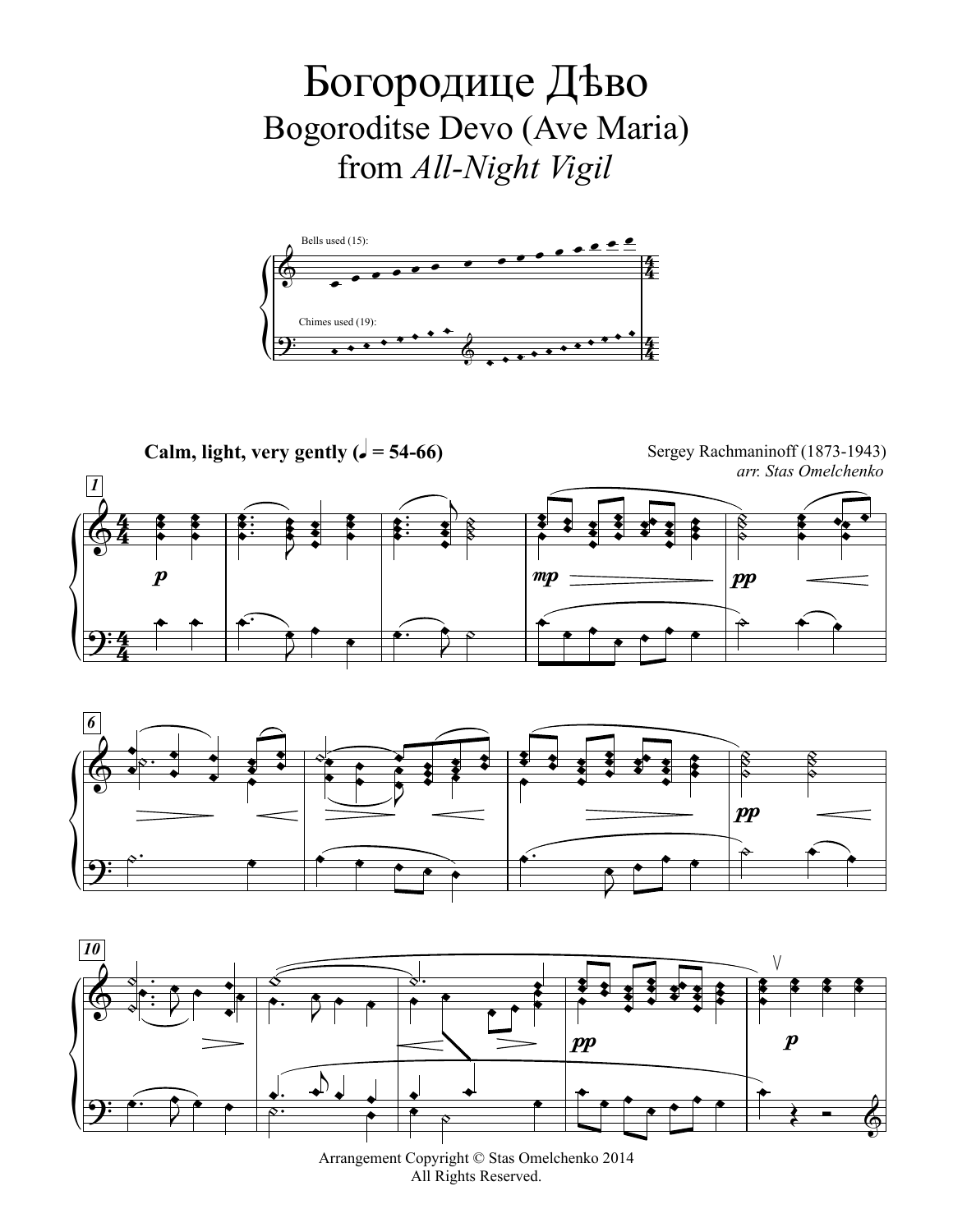# Богородице Дѣво

## Bogoroditse Devo (Ave Maria)

## from *All-Night Vigil*

Bells used (15):

Chimes used (19):

**Calm, light, very gently (♩ = 54-66)**

Sergey Rachmaninoff (1873-1943)

*arr. Stas Omelchenko*

Arrangement Copyright © Stas Omelchenko 2014
All Rights Reserved.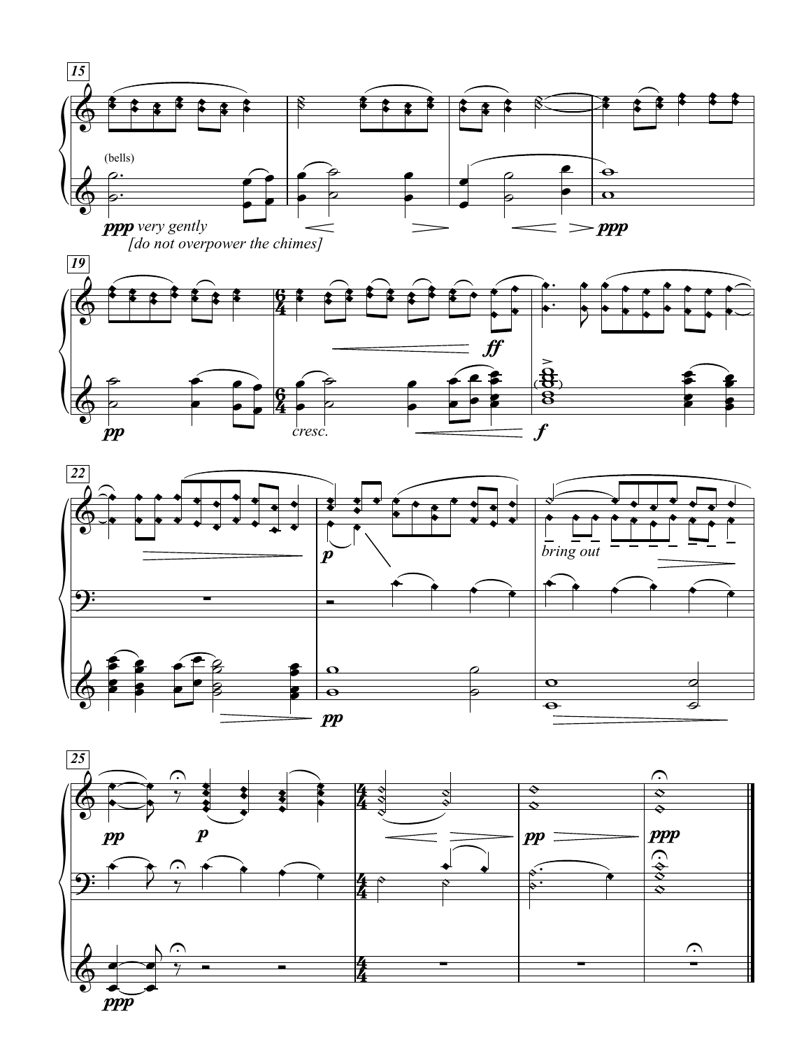15

(bells)

*ppp very gently*

*[do not overpower the chimes]*

*ppp*

19

*pp*

*cresc.*

*ff*

*f*

22

*p*

*pp*

*bring out*

25

*pp*

*p*

*ppp*

*pp*

*ppp*